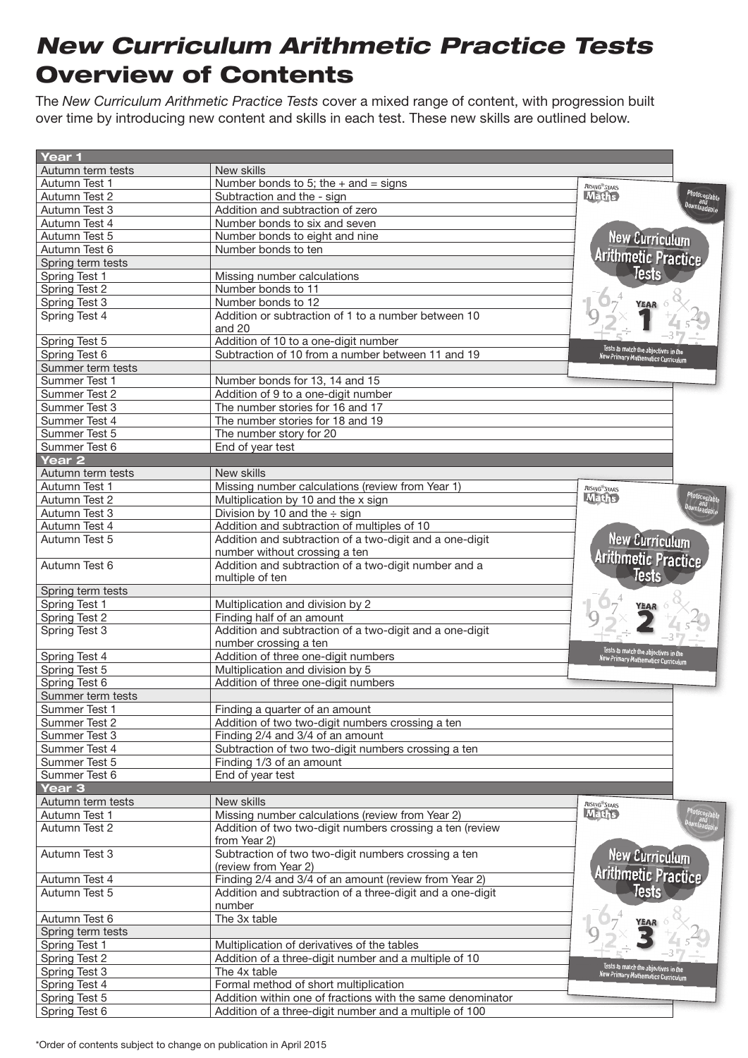# *New Curriculum Arithmetic Practice Tests* Overview of Contents

The *New Curriculum Arithmetic Practice Tests* cover a mixed range of content, with progression built over time by introducing new content and skills in each test. These new skills are outlined below.

| Year 1 | |
|---|---|
| Autumn term tests | New skills |
| Autumn Test 1 | Number bonds to 5; the + and = signs |
| Autumn Test 2 | Subtraction and the - sign |
| Autumn Test 3 | Addition and subtraction of zero |
| Autumn Test 4 | Number bonds to six and seven |
| Autumn Test 5 | Number bonds to eight and nine |
| Autumn Test 6 | Number bonds to ten |
| Spring term tests | |
| Spring Test 1 | Missing number calculations |
| Spring Test 2 | Number bonds to 11 |
| Spring Test 3 | Number bonds to 12 |
| Spring Test 4 | Addition or subtraction of 1 to a number between 10 and 20 |
| Spring Test 5 | Addition of 10 to a one-digit number |
| Spring Test 6 | Subtraction of 10 from a number between 11 and 19 |
| Summer term tests | |
| Summer Test 1 | Number bonds for 13, 14 and 15 |
| Summer Test 2 | Addition of 9 to a one-digit number |
| Summer Test 3 | The number stories for 16 and 17 |
| Summer Test 4 | The number stories for 18 and 19 |
| Summer Test 5 | The number story for 20 |
| Summer Test 6 | End of year test |

| Year 2 | |
|---|---|
| Autumn term tests | New skills |
| Autumn Test 1 | Missing number calculations (review from Year 1) |
| Autumn Test 2 | Multiplication by 10 and the x sign |
| Autumn Test 3 | Division by 10 and the ÷ sign |
| Autumn Test 4 | Addition and subtraction of multiples of 10 |
| Autumn Test 5 | Addition and subtraction of a two-digit and a one-digit number without crossing a ten |
| Autumn Test 6 | Addition and subtraction of a two-digit number and a multiple of ten |
| Spring term tests | |
| Spring Test 1 | Multiplication and division by 2 |
| Spring Test 2 | Finding half of an amount |
| Spring Test 3 | Addition and subtraction of a two-digit and a one-digit number crossing a ten |
| Spring Test 4 | Addition of three one-digit numbers |
| Spring Test 5 | Multiplication and division by 5 |
| Spring Test 6 | Addition of three one-digit numbers |
| Summer term tests | |
| Summer Test 1 | Finding a quarter of an amount |
| Summer Test 2 | Addition of two two-digit numbers crossing a ten |
| Summer Test 3 | Finding 2/4 and 3/4 of an amount |
| Summer Test 4 | Subtraction of two two-digit numbers crossing a ten |
| Summer Test 5 | Finding 1/3 of an amount |
| Summer Test 6 | End of year test |

| Year 3 | |
|---|---|
| Autumn term tests | New skills |
| Autumn Test 1 | Missing number calculations (review from Year 2) |
| Autumn Test 2 | Addition of two two-digit numbers crossing a ten (review from Year 2) |
| Autumn Test 3 | Subtraction of two two-digit numbers crossing a ten (review from Year 2) |
| Autumn Test 4 | Finding 2/4 and 3/4 of an amount (review from Year 2) |
| Autumn Test 5 | Addition and subtraction of a three-digit and a one-digit number |
| Autumn Test 6 | The 3x table |
| Spring term tests | |
| Spring Test 1 | Multiplication of derivatives of the tables |
| Spring Test 2 | Addition of a three-digit number and a multiple of 10 |
| Spring Test 3 | The 4x table |
| Spring Test 4 | Formal method of short multiplication |
| Spring Test 5 | Addition within one of fractions with the same denominator |
| Spring Test 6 | Addition of a three-digit number and a multiple of 100 |

*Order of contents subject to change on publication in April 2015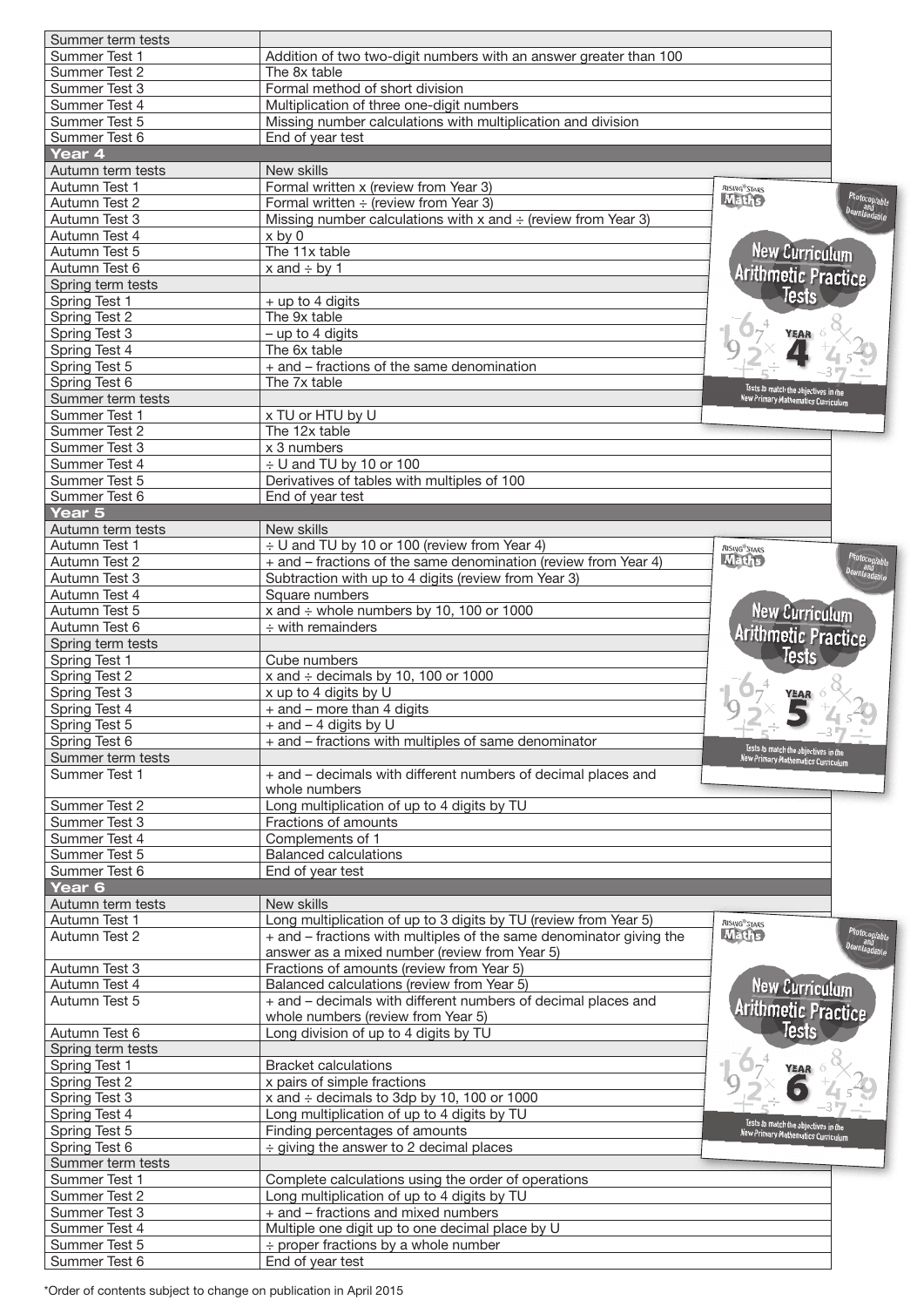| | |
|---|---|
| Summer term tests | |
| Summer Test 1 | Addition of two two-digit numbers with an answer greater than 100 |
| Summer Test 2 | The 8x table |
| Summer Test 3 | Formal method of short division |
| Summer Test 4 | Multiplication of three one-digit numbers |
| Summer Test 5 | Missing number calculations with multiplication and division |
| Summer Test 6 | End of year test |
| **Year 4** | |
| Autumn term tests | New skills |
| Autumn Test 1 | Formal written x (review from Year 3) |
| Autumn Test 2 | Formal written ÷ (review from Year 3) |
| Autumn Test 3 | Missing number calculations with x and ÷ (review from Year 3) |
| Autumn Test 4 | x by 0 |
| Autumn Test 5 | The 11x table |
| Autumn Test 6 | x and ÷ by 1 |
| Spring term tests | |
| Spring Test 1 | + up to 4 digits |
| Spring Test 2 | The 9x table |
| Spring Test 3 | – up to 4 digits |
| Spring Test 4 | The 6x table |
| Spring Test 5 | + and – fractions of the same denomination |
| Spring Test 6 | The 7x table |
| Summer term tests | |
| Summer Test 1 | x TU or HTU by U |
| Summer Test 2 | The 12x table |
| Summer Test 3 | x 3 numbers |
| Summer Test 4 | ÷ U and TU by 10 or 100 |
| Summer Test 5 | Derivatives of tables with multiples of 100 |
| Summer Test 6 | End of year test |
| **Year 5** | |
| Autumn term tests | New skills |
| Autumn Test 1 | ÷ U and TU by 10 or 100 (review from Year 4) |
| Autumn Test 2 | + and – fractions of the same denomination (review from Year 4) |
| Autumn Test 3 | Subtraction with up to 4 digits (review from Year 3) |
| Autumn Test 4 | Square numbers |
| Autumn Test 5 | x and ÷ whole numbers by 10, 100 or 1000 |
| Autumn Test 6 | ÷ with remainders |
| Spring term tests | |
| Spring Test 1 | Cube numbers |
| Spring Test 2 | x and ÷ decimals by 10, 100 or 1000 |
| Spring Test 3 | x up to 4 digits by U |
| Spring Test 4 | + and – more than 4 digits |
| Spring Test 5 | + and – 4 digits by U |
| Spring Test 6 | + and – fractions with multiples of same denominator |
| Summer term tests | |
| Summer Test 1 | + and – decimals with different numbers of decimal places and whole numbers |
| Summer Test 2 | Long multiplication of up to 4 digits by TU |
| Summer Test 3 | Fractions of amounts |
| Summer Test 4 | Complements of 1 |
| Summer Test 5 | Balanced calculations |
| Summer Test 6 | End of year test |
| **Year 6** | |
| Autumn term tests | New skills |
| Autumn Test 1 | Long multiplication of up to 3 digits by TU (review from Year 5) |
| Autumn Test 2 | + and – fractions with multiples of the same denominator giving the answer as a mixed number (review from Year 5) |
| Autumn Test 3 | Fractions of amounts (review from Year 5) |
| Autumn Test 4 | Balanced calculations (review from Year 5) |
| Autumn Test 5 | + and – decimals with different numbers of decimal places and whole numbers (review from Year 5) |
| Autumn Test 6 | Long division of up to 4 digits by TU |
| Spring term tests | |
| Spring Test 1 | Bracket calculations |
| Spring Test 2 | x pairs of simple fractions |
| Spring Test 3 | x and ÷ decimals to 3dp by 10, 100 or 1000 |
| Spring Test 4 | Long multiplication of up to 4 digits by TU |
| Spring Test 5 | Finding percentages of amounts |
| Spring Test 6 | ÷ giving the answer to 2 decimal places |
| Summer term tests | |
| Summer Test 1 | Complete calculations using the order of operations |
| Summer Test 2 | Long multiplication of up to 4 digits by TU |
| Summer Test 3 | + and – fractions and mixed numbers |
| Summer Test 4 | Multiple one digit up to one decimal place by U |
| Summer Test 5 | ÷ proper fractions by a whole number |
| Summer Test 6 | End of year test |

*Order of contents subject to change on publication in April 2015